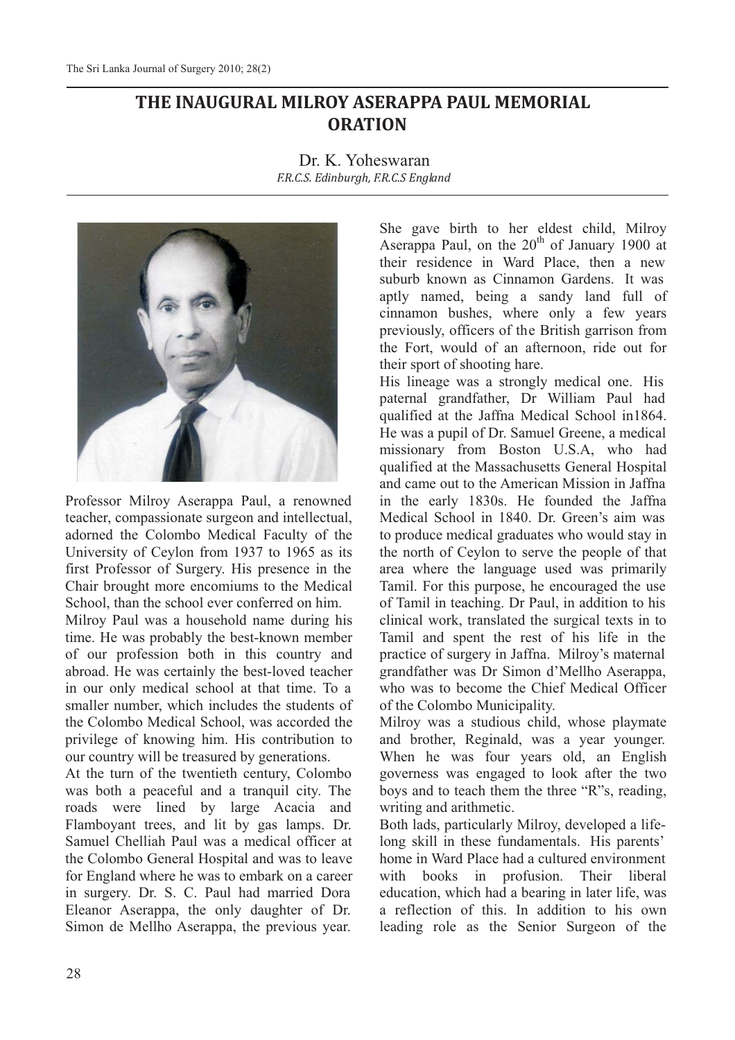# THE INAUGURAL MILROY ASERAPPA PAUL MEMORIAL ORATION

Dr. K. Yoheswaran
*F.R.C.S. Edinburgh, F.R.C.S England*

Professor Milroy Aserappa Paul, a renowned teacher, compassionate surgeon and intellectual, adorned the Colombo Medical Faculty of the University of Ceylon from 1937 to 1965 as its first Professor of Surgery. His presence in the Chair brought more encomiums to the Medical School, than the school ever conferred on him.

Milroy Paul was a household name during his time. He was probably the best-known member of our profession both in this country and abroad. He was certainly the best-loved teacher in our only medical school at that time. To a smaller number, which includes the students of the Colombo Medical School, was accorded the privilege of knowing him. His contribution to our country will be treasured by generations.

At the turn of the twentieth century, Colombo was both a peaceful and a tranquil city. The roads were lined by large Acacia and Flamboyant trees, and lit by gas lamps. Dr. Samuel Chelliah Paul was a medical officer at the Colombo General Hospital and was to leave for England where he was to embark on a career in surgery. Dr. S. C. Paul had married Dora Eleanor Aserappa, the only daughter of Dr. Simon de Mellho Aserappa, the previous year.

She gave birth to her eldest child, Milroy Aserappa Paul, on the 20th of January 1900 at their residence in Ward Place, then a new suburb known as Cinnamon Gardens. It was aptly named, being a sandy land full of cinnamon bushes, where only a few years previously, officers of the British garrison from the Fort, would of an afternoon, ride out for their sport of shooting hare.

His lineage was a strongly medical one. His paternal grandfather, Dr William Paul had qualified at the Jaffna Medical School in1864. He was a pupil of Dr. Samuel Greene, a medical missionary from Boston U.S.A, who had qualified at the Massachusetts General Hospital and came out to the American Mission in Jaffna in the early 1830s. He founded the Jaffna Medical School in 1840. Dr. Green's aim was to produce medical graduates who would stay in the north of Ceylon to serve the people of that area where the language used was primarily Tamil. For this purpose, he encouraged the use of Tamil in teaching. Dr Paul, in addition to his clinical work, translated the surgical texts in to Tamil and spent the rest of his life in the practice of surgery in Jaffna. Milroy's maternal grandfather was Dr Simon d'Mellho Aserappa, who was to become the Chief Medical Officer of the Colombo Municipality.

Milroy was a studious child, whose playmate and brother, Reginald, was a year younger. When he was four years old, an English governess was engaged to look after the two boys and to teach them the three "R"s, reading, writing and arithmetic.

Both lads, particularly Milroy, developed a life-long skill in these fundamentals. His parents' home in Ward Place had a cultured environment with books in profusion. Their liberal education, which had a bearing in later life, was a reflection of this. In addition to his own leading role as the Senior Surgeon of the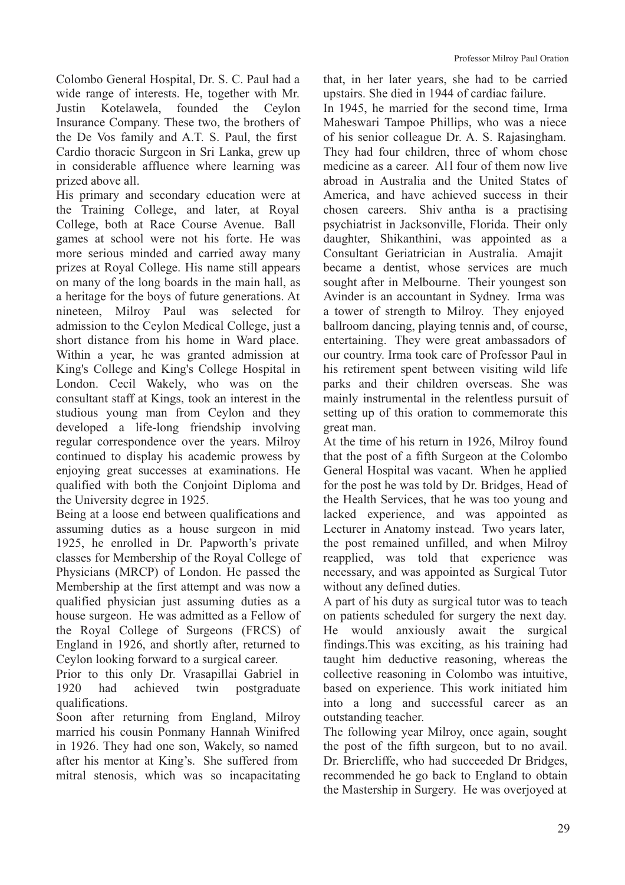Colombo General Hospital, Dr. S. C. Paul had a wide range of interests. He, together with Mr. Justin Kotelawela, founded the Ceylon Insurance Company. These two, the brothers of the De Vos family and A.T. S. Paul, the first Cardio thoracic Surgeon in Sri Lanka, grew up in considerable affluence where learning was prized above all.

His primary and secondary education were at the Training College, and later, at Royal College, both at Race Course Avenue. Ball games at school were not his forte. He was more serious minded and carried away many prizes at Royal College. His name still appears on many of the long boards in the main hall, as a heritage for the boys of future generations. At nineteen, Milroy Paul was selected for admission to the Ceylon Medical College, just a short distance from his home in Ward place. Within a year, he was granted admission at King's College and King's College Hospital in London. Cecil Wakely, who was on the consultant staff at Kings, took an interest in the studious young man from Ceylon and they developed a life-long friendship involving regular correspondence over the years. Milroy continued to display his academic prowess by enjoying great successes at examinations. He qualified with both the Conjoint Diploma and the University degree in 1925.

Being at a loose end between qualifications and assuming duties as a house surgeon in mid 1925, he enrolled in Dr. Papworth's private classes for Membership of the Royal College of Physicians (MRCP) of London. He passed the Membership at the first attempt and was now a qualified physician just assuming duties as a house surgeon. He was admitted as a Fellow of the Royal College of Surgeons (FRCS) of England in 1926, and shortly after, returned to Ceylon looking forward to a surgical career.

Prior to this only Dr. Vrasapillai Gabriel in 1920 had achieved twin postgraduate qualifications.

Soon after returning from England, Milroy married his cousin Ponmany Hannah Winifred in 1926. They had one son, Wakely, so named after his mentor at King's. She suffered from mitral stenosis, which was so incapacitating that, in her later years, she had to be carried upstairs. She died in 1944 of cardiac failure.

In 1945, he married for the second time, Irma Maheswari Tampoe Phillips, who was a niece of his senior colleague Dr. A. S. Rajasingham. They had four children, three of whom chose medicine as a career. All four of them now live abroad in Australia and the United States of America, and have achieved success in their chosen careers. Shiv antha is a practising psychiatrist in Jacksonville, Florida. Their only daughter, Shikanthini, was appointed as a Consultant Geriatrician in Australia. Amajit became a dentist, whose services are much sought after in Melbourne. Their youngest son Avinder is an accountant in Sydney. Irma was a tower of strength to Milroy. They enjoyed ballroom dancing, playing tennis and, of course, entertaining. They were great ambassadors of our country. Irma took care of Professor Paul in his retirement spent between visiting wild life parks and their children overseas. She was mainly instrumental in the relentless pursuit of setting up of this oration to commemorate this great man.

At the time of his return in 1926, Milroy found that the post of a fifth Surgeon at the Colombo General Hospital was vacant. When he applied for the post he was told by Dr. Bridges, Head of the Health Services, that he was too young and lacked experience, and was appointed as Lecturer in Anatomy instead. Two years later, the post remained unfilled, and when Milroy reapplied, was told that experience was necessary, and was appointed as Surgical Tutor without any defined duties.

A part of his duty as surgical tutor was to teach on patients scheduled for surgery the next day. He would anxiously await the surgical findings.This was exciting, as his training had taught him deductive reasoning, whereas the collective reasoning in Colombo was intuitive, based on experience. This work initiated him into a long and successful career as an outstanding teacher.

The following year Milroy, once again, sought the post of the fifth surgeon, but to no avail. Dr. Briercliffe, who had succeeded Dr Bridges, recommended he go back to England to obtain the Mastership in Surgery. He was overjoyed at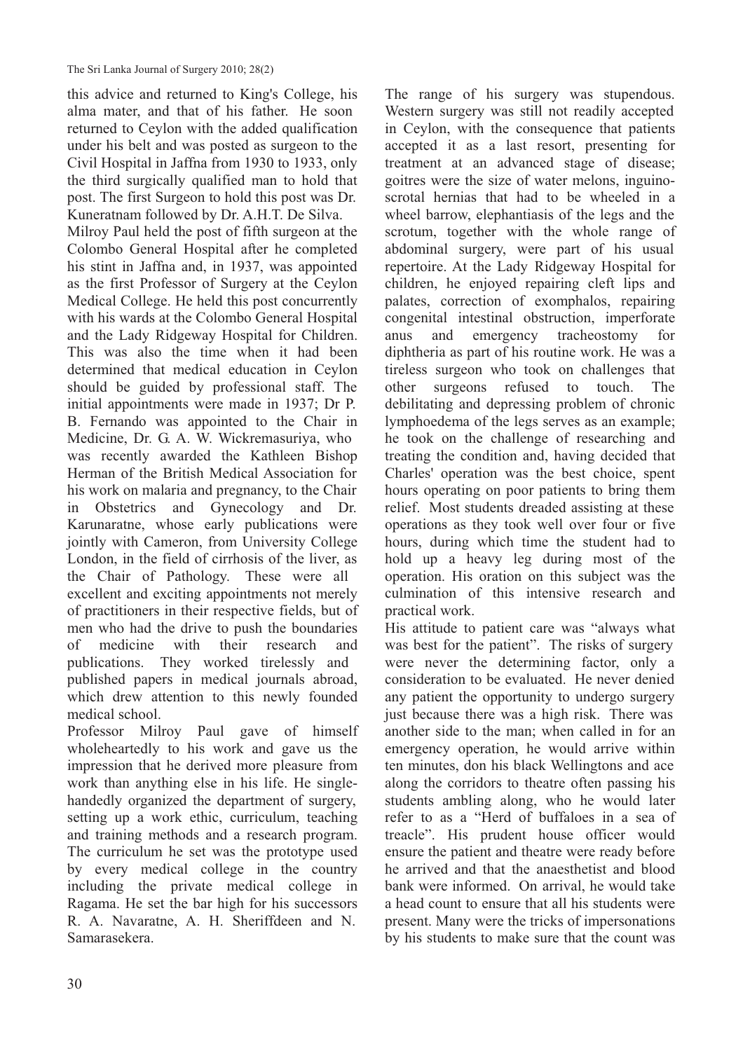this advice and returned to King's College, his alma mater, and that of his father. He soon returned to Ceylon with the added qualification under his belt and was posted as surgeon to the Civil Hospital in Jaffna from 1930 to 1933, only the third surgically qualified man to hold that post. The first Surgeon to hold this post was Dr. Kuneratnam followed by Dr. A.H.T. De Silva.

Milroy Paul held the post of fifth surgeon at the Colombo General Hospital after he completed his stint in Jaffna and, in 1937, was appointed as the first Professor of Surgery at the Ceylon Medical College. He held this post concurrently with his wards at the Colombo General Hospital and the Lady Ridgeway Hospital for Children. This was also the time when it had been determined that medical education in Ceylon should be guided by professional staff. The initial appointments were made in 1937; Dr P. B. Fernando was appointed to the Chair in Medicine, Dr. G. A. W. Wickremasuriya, who was recently awarded the Kathleen Bishop Herman of the British Medical Association for his work on malaria and pregnancy, to the Chair in Obstetrics and Gynecology and Dr. Karunaratne, whose early publications were jointly with Cameron, from University College London, in the field of cirrhosis of the liver, as the Chair of Pathology. These were all excellent and exciting appointments not merely of practitioners in their respective fields, but of men who had the drive to push the boundaries of medicine with their research and publications. They worked tirelessly and published papers in medical journals abroad, which drew attention to this newly founded medical school.

Professor Milroy Paul gave of himself wholeheartedly to his work and gave us the impression that he derived more pleasure from work than anything else in his life. He single-handedly organized the department of surgery, setting up a work ethic, curriculum, teaching and training methods and a research program. The curriculum he set was the prototype used by every medical college in the country including the private medical college in Ragama. He set the bar high for his successors R. A. Navaratne, A. H. Sheriffdeen and N. Samarasekera.

The range of his surgery was stupendous. Western surgery was still not readily accepted in Ceylon, with the consequence that patients accepted it as a last resort, presenting for treatment at an advanced stage of disease; goitres were the size of water melons, inguino-scrotal hernias that had to be wheeled in a wheel barrow, elephantiasis of the legs and the scrotum, together with the whole range of abdominal surgery, were part of his usual repertoire. At the Lady Ridgeway Hospital for children, he enjoyed repairing cleft lips and palates, correction of exomphalos, repairing congenital intestinal obstruction, imperforate anus and emergency tracheostomy for diphtheria as part of his routine work. He was a tireless surgeon who took on challenges that other surgeons refused to touch. The debilitating and depressing problem of chronic lymphoedema of the legs serves as an example; he took on the challenge of researching and treating the condition and, having decided that Charles' operation was the best choice, spent hours operating on poor patients to bring them relief. Most students dreaded assisting at these operations as they took well over four or five hours, during which time the student had to hold up a heavy leg during most of the operation. His oration on this subject was the culmination of this intensive research and practical work.

His attitude to patient care was "always what was best for the patient". The risks of surgery were never the determining factor, only a consideration to be evaluated. He never denied any patient the opportunity to undergo surgery just because there was a high risk. There was another side to the man; when called in for an emergency operation, he would arrive within ten minutes, don his black Wellingtons and ace along the corridors to theatre often passing his students ambling along, who he would later refer to as a "Herd of buffaloes in a sea of treacle". His prudent house officer would ensure the patient and theatre were ready before he arrived and that the anaesthetist and blood bank were informed. On arrival, he would take a head count to ensure that all his students were present. Many were the tricks of impersonations by his students to make sure that the count was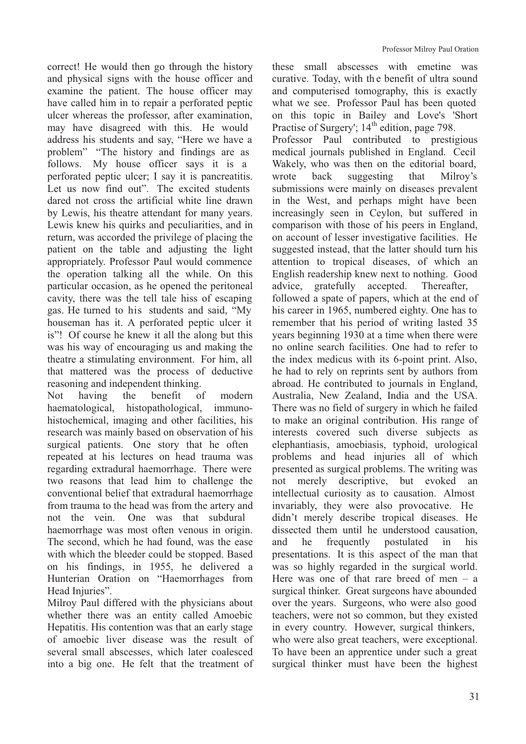correct! He would then go through the history and physical signs with the house officer and examine the patient. The house officer may have called him in to repair a perforated peptic ulcer whereas the professor, after examination, may have disagreed with this. He would address his students and say, "Here we have a problem" "The history and findings are as follows. My house officer says it is a perforated peptic ulcer; I say it is pancreatitis. Let us now find out". The excited students dared not cross the artificial white line drawn by Lewis, his theatre attendant for many years. Lewis knew his quirks and peculiarities, and in return, was accorded the privilege of placing the patient on the table and adjusting the light appropriately. Professor Paul would commence the operation talking all the while. On this particular occasion, as he opened the peritoneal cavity, there was the tell tale hiss of escaping gas. He turned to his students and said, "My houseman has it. A perforated peptic ulcer it is"! Of course he knew it all the along but this was his way of encouraging us and making the theatre a stimulating environment. For him, all that mattered was the process of deductive reasoning and independent thinking.

Not having the benefit of modern haematological, histopathological, immuno-histochemical, imaging and other facilities, his research was mainly based on observation of his surgical patients. One story that he often repeated at his lectures on head trauma was regarding extradural haemorrhage. There were two reasons that lead him to challenge the conventional belief that extradural haemorrhage from trauma to the head was from the artery and not the vein. One was that subdural haemorrhage was most often venous in origin. The second, which he had found, was the ease with which the bleeder could be stopped. Based on his findings, in 1955, he delivered a Hunterian Oration on "Haemorrhages from Head Injuries".

Milroy Paul differed with the physicians about whether there was an entity called Amoebic Hepatitis. His contention was that an early stage of amoebic liver disease was the result of several small abscesses, which later coalesced into a big one. He felt that the treatment of these small abscesses with emetine was curative. Today, with the benefit of ultra sound and computerised tomography, this is exactly what we see. Professor Paul has been quoted on this topic in Bailey and Love's 'Short Practise of Surgery'; 14th edition, page 798.

Professor Paul contributed to prestigious medical journals published in England. Cecil Wakely, who was then on the editorial board, wrote back suggesting that Milroy's submissions were mainly on diseases prevalent in the West, and perhaps might have been increasingly seen in Ceylon, but suffered in comparison with those of his peers in England, on account of lesser investigative facilities. He suggested instead, that the latter should turn his attention to tropical diseases, of which an English readership knew next to nothing. Good advice, gratefully accepted. Thereafter, followed a spate of papers, which at the end of his career in 1965, numbered eighty. One has to remember that his period of writing lasted 35 years beginning 1930 at a time when there were no online search facilities. One had to refer to the index medicus with its 6-point print. Also, he had to rely on reprints sent by authors from abroad. He contributed to journals in England, Australia, New Zealand, India and the USA. There was no field of surgery in which he failed to make an original contribution. His range of interests covered such diverse subjects as elephantiasis, amoebiasis, typhoid, urological problems and head injuries all of which presented as surgical problems. The writing was not merely descriptive, but evoked an intellectual curiosity as to causation. Almost invariably, they were also provocative. He didn't merely describe tropical diseases. He dissected them until he understood causation, and he frequently postulated in his presentations. It is this aspect of the man that was so highly regarded in the surgical world. Here was one of that rare breed of men – a surgical thinker. Great surgeons have abounded over the years. Surgeons, who were also good teachers, were not so common, but they existed in every country. However, surgical thinkers, who were also great teachers, were exceptional. To have been an apprentice under such a great surgical thinker must have been the highest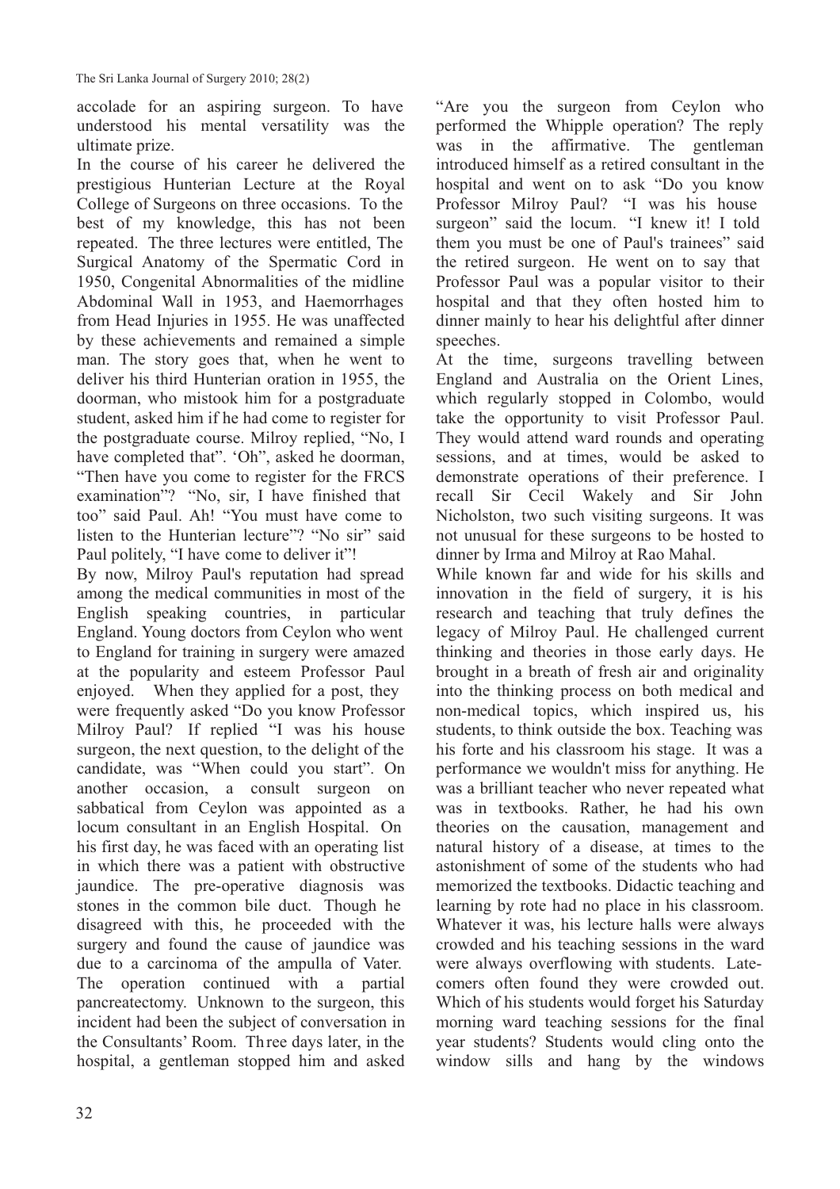accolade for an aspiring surgeon. To have understood his mental versatility was the ultimate prize.

In the course of his career he delivered the prestigious Hunterian Lecture at the Royal College of Surgeons on three occasions. To the best of my knowledge, this has not been repeated. The three lectures were entitled, The Surgical Anatomy of the Spermatic Cord in 1950, Congenital Abnormalities of the midline Abdominal Wall in 1953, and Haemorrhages from Head Injuries in 1955. He was unaffected by these achievements and remained a simple man. The story goes that, when he went to deliver his third Hunterian oration in 1955, the doorman, who mistook him for a postgraduate student, asked him if he had come to register for the postgraduate course. Milroy replied, "No, I have completed that". 'Oh", asked he doorman, "Then have you come to register for the FRCS examination"? "No, sir, I have finished that too" said Paul. Ah! "You must have come to listen to the Hunterian lecture"? "No sir" said Paul politely, "I have come to deliver it"!

By now, Milroy Paul's reputation had spread among the medical communities in most of the English speaking countries, in particular England. Young doctors from Ceylon who went to England for training in surgery were amazed at the popularity and esteem Professor Paul enjoyed. When they applied for a post, they were frequently asked "Do you know Professor Milroy Paul? If replied "I was his house surgeon, the next question, to the delight of the candidate, was "When could you start". On another occasion, a consult surgeon on sabbatical from Ceylon was appointed as a locum consultant in an English Hospital. On his first day, he was faced with an operating list in which there was a patient with obstructive jaundice. The pre-operative diagnosis was stones in the common bile duct. Though he disagreed with this, he proceeded with the surgery and found the cause of jaundice was due to a carcinoma of the ampulla of Vater. The operation continued with a partial pancreatectomy. Unknown to the surgeon, this incident had been the subject of conversation in the Consultants' Room. Three days later, in the hospital, a gentleman stopped him and asked "Are you the surgeon from Ceylon who performed the Whipple operation? The reply was in the affirmative. The gentleman introduced himself as a retired consultant in the hospital and went on to ask "Do you know Professor Milroy Paul? "I was his house surgeon" said the locum. "I knew it! I told them you must be one of Paul's trainees" said the retired surgeon. He went on to say that Professor Paul was a popular visitor to their hospital and that they often hosted him to dinner mainly to hear his delightful after dinner speeches.

At the time, surgeons travelling between England and Australia on the Orient Lines, which regularly stopped in Colombo, would take the opportunity to visit Professor Paul. They would attend ward rounds and operating sessions, and at times, would be asked to demonstrate operations of their preference. I recall Sir Cecil Wakely and Sir John Nicholston, two such visiting surgeons. It was not unusual for these surgeons to be hosted to dinner by Irma and Milroy at Rao Mahal.

While known far and wide for his skills and innovation in the field of surgery, it is his research and teaching that truly defines the legacy of Milroy Paul. He challenged current thinking and theories in those early days. He brought in a breath of fresh air and originality into the thinking process on both medical and non-medical topics, which inspired us, his students, to think outside the box. Teaching was his forte and his classroom his stage. It was a performance we wouldn't miss for anything. He was a brilliant teacher who never repeated what was in textbooks. Rather, he had his own theories on the causation, management and natural history of a disease, at times to the astonishment of some of the students who had memorized the textbooks. Didactic teaching and learning by rote had no place in his classroom. Whatever it was, his lecture halls were always crowded and his teaching sessions in the ward were always overflowing with students. Late-comers often found they were crowded out. Which of his students would forget his Saturday morning ward teaching sessions for the final year students? Students would cling onto the window sills and hang by the windows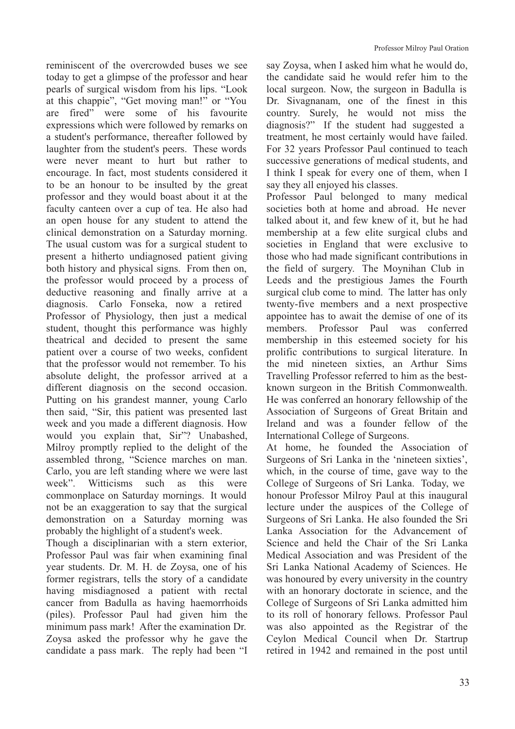reminiscent of the overcrowded buses we see today to get a glimpse of the professor and hear pearls of surgical wisdom from his lips. "Look at this chappie", "Get moving man!" or "You are fired" were some of his favourite expressions which were followed by remarks on a student's performance, thereafter followed by laughter from the student's peers. These words were never meant to hurt but rather to encourage. In fact, most students considered it to be an honour to be insulted by the great professor and they would boast about it at the faculty canteen over a cup of tea. He also had an open house for any student to attend the clinical demonstration on a Saturday morning. The usual custom was for a surgical student to present a hitherto undiagnosed patient giving both history and physical signs. From then on, the professor would proceed by a process of deductive reasoning and finally arrive at a diagnosis. Carlo Fonseka, now a retired Professor of Physiology, then just a medical student, thought this performance was highly theatrical and decided to present the same patient over a course of two weeks, confident that the professor would not remember. To his absolute delight, the professor arrived at a different diagnosis on the second occasion. Putting on his grandest manner, young Carlo then said, "Sir, this patient was presented last week and you made a different diagnosis. How would you explain that, Sir"? Unabashed, Milroy promptly replied to the delight of the assembled throng, "Science marches on man. Carlo, you are left standing where we were last week". Witticisms such as this were commonplace on Saturday mornings. It would not be an exaggeration to say that the surgical demonstration on a Saturday morning was probably the highlight of a student's week.

Though a disciplinarian with a stern exterior, Professor Paul was fair when examining final year students. Dr. M. H. de Zoysa, one of his former registrars, tells the story of a candidate having misdiagnosed a patient with rectal cancer from Badulla as having haemorrhoids (piles). Professor Paul had given him the minimum pass mark! After the examination Dr. Zoysa asked the professor why he gave the candidate a pass mark. The reply had been "I say Zoysa, when I asked him what he would do, the candidate said he would refer him to the local surgeon. Now, the surgeon in Badulla is Dr. Sivagnanam, one of the finest in this country. Surely, he would not miss the diagnosis?" If the student had suggested a treatment, he most certainly would have failed. For 32 years Professor Paul continued to teach successive generations of medical students, and I think I speak for every one of them, when I say they all enjoyed his classes.

Professor Paul belonged to many medical societies both at home and abroad. He never talked about it, and few knew of it, but he had membership at a few elite surgical clubs and societies in England that were exclusive to those who had made significant contributions in the field of surgery. The Moynihan Club in Leeds and the prestigious James the Fourth surgical club come to mind. The latter has only twenty-five members and a next prospective appointee has to await the demise of one of its members. Professor Paul was conferred membership in this esteemed society for his prolific contributions to surgical literature. In the mid nineteen sixties, an Arthur Sims Travelling Professor referred to him as the best-known surgeon in the British Commonwealth. He was conferred an honorary fellowship of the Association of Surgeons of Great Britain and Ireland and was a founder fellow of the International College of Surgeons.

At home, he founded the Association of Surgeons of Sri Lanka in the 'nineteen sixties', which, in the course of time, gave way to the College of Surgeons of Sri Lanka. Today, we honour Professor Milroy Paul at this inaugural lecture under the auspices of the College of Surgeons of Sri Lanka. He also founded the Sri Lanka Association for the Advancement of Science and held the Chair of the Sri Lanka Medical Association and was President of the Sri Lanka National Academy of Sciences. He was honoured by every university in the country with an honorary doctorate in science, and the College of Surgeons of Sri Lanka admitted him to its roll of honorary fellows. Professor Paul was also appointed as the Registrar of the Ceylon Medical Council when Dr. Startrup retired in 1942 and remained in the post until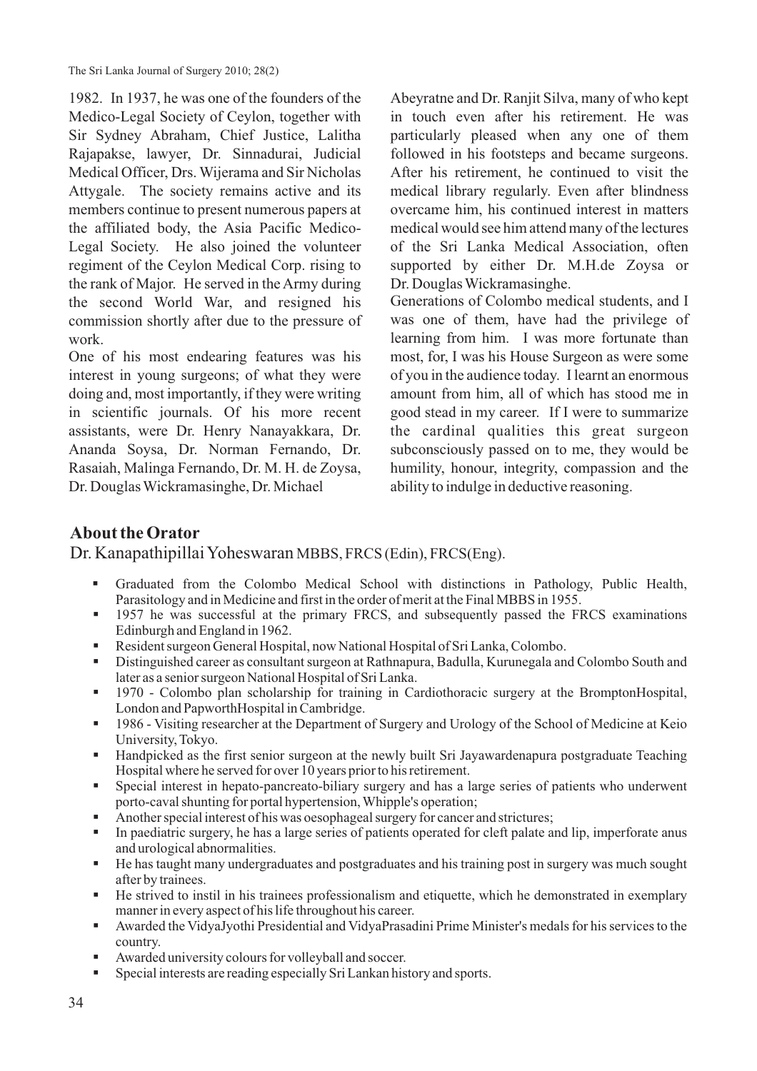1982. In 1937, he was one of the founders of the Medico-Legal Society of Ceylon, together with Sir Sydney Abraham, Chief Justice, Lalitha Rajapakse, lawyer, Dr. Sinnadurai, Judicial Medical Officer, Drs. Wijerama and Sir Nicholas Attygale. The society remains active and its members continue to present numerous papers at the affiliated body, the Asia Pacific Medico-Legal Society. He also joined the volunteer regiment of the Ceylon Medical Corp. rising to the rank of Major. He served in the Army during the second World War, and resigned his commission shortly after due to the pressure of work.

One of his most endearing features was his interest in young surgeons; of what they were doing and, most importantly, if they were writing in scientific journals. Of his more recent assistants, were Dr. Henry Nanayakkara, Dr. Ananda Soysa, Dr. Norman Fernando, Dr. Rasaiah, Malinga Fernando, Dr. M. H. de Zoysa, Dr. Douglas Wickramasinghe, Dr. Michael Abeyratne and Dr. Ranjit Silva, many of who kept in touch even after his retirement. He was particularly pleased when any one of them followed in his footsteps and became surgeons. After his retirement, he continued to visit the medical library regularly. Even after blindness overcame him, his continued interest in matters medical would see him attend many of the lectures of the Sri Lanka Medical Association, often supported by either Dr. M.H.de Zoysa or Dr. Douglas Wickramasinghe.

Generations of Colombo medical students, and I was one of them, have had the privilege of learning from him. I was more fortunate than most, for, I was his House Surgeon as were some of you in the audience today. I learnt an enormous amount from him, all of which has stood me in good stead in my career. If I were to summarize the cardinal qualities this great surgeon subconsciously passed on to me, they would be humility, honour, integrity, compassion and the ability to indulge in deductive reasoning.

## About the Orator

Dr. Kanapathipillai Yoheswaran MBBS, FRCS (Edin), FRCS(Eng).

- Graduated from the Colombo Medical School with distinctions in Pathology, Public Health, Parasitology and in Medicine and first in the order of merit at the Final MBBS in 1955.
- 1957 he was successful at the primary FRCS, and subsequently passed the FRCS examinations Edinburgh and England in 1962.
- Resident surgeon General Hospital, now National Hospital of Sri Lanka, Colombo.
- Distinguished career as consultant surgeon at Rathnapura, Badulla, Kurunegala and Colombo South and later as a senior surgeon National Hospital of Sri Lanka.
- 1970 - Colombo plan scholarship for training in Cardiothoracic surgery at the BromptonHospital, London and PapworthHospital in Cambridge.
- 1986 - Visiting researcher at the Department of Surgery and Urology of the School of Medicine at Keio University, Tokyo.
- Handpicked as the first senior surgeon at the newly built Sri Jayawardenapura postgraduate Teaching Hospital where he served for over 10 years prior to his retirement.
- Special interest in hepato-pancreato-biliary surgery and has a large series of patients who underwent porto-caval shunting for portal hypertension, Whipple's operation;
- Another special interest of his was oesophageal surgery for cancer and strictures;
- In paediatric surgery, he has a large series of patients operated for cleft palate and lip, imperforate anus and urological abnormalities.
- He has taught many undergraduates and postgraduates and his training post in surgery was much sought after by trainees.
- He strived to instil in his trainees professionalism and etiquette, which he demonstrated in exemplary manner in every aspect of his life throughout his career.
- Awarded the VidyaJyothi Presidential and VidyaPrasadini Prime Minister's medals for his services to the country.
- Awarded university colours for volleyball and soccer.
- Special interests are reading especially Sri Lankan history and sports.